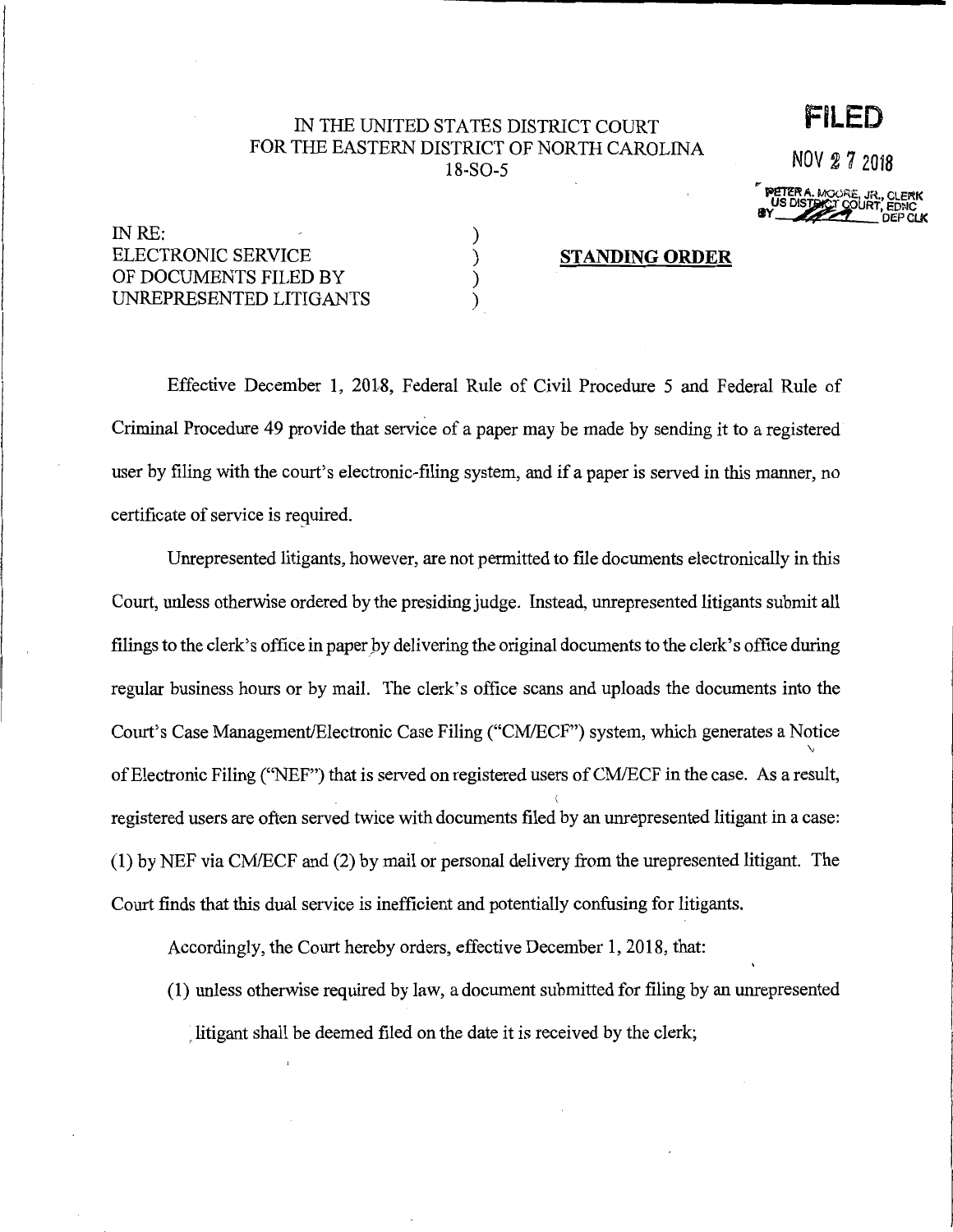IN THE UNITED STATES DISTRICT COURT
FOR THE EASTERN DISTRICT OF NORTH CAROLINA
18-SO-5

**FILED**

NOV 27 2018

PETER A. MOORE, JR., CLERK
US DISTRICT COURT, EDNC
BY _______ DEP CLK

IN RE:
ELECTRONIC SERVICE
OF DOCUMENTS FILED BY
UNREPRESENTED LITIGANTS

**STANDING ORDER**

Effective December 1, 2018, Federal Rule of Civil Procedure 5 and Federal Rule of Criminal Procedure 49 provide that service of a paper may be made by sending it to a registered user by filing with the court's electronic-filing system, and if a paper is served in this manner, no certificate of service is required.

Unrepresented litigants, however, are not permitted to file documents electronically in this Court, unless otherwise ordered by the presiding judge. Instead, unrepresented litigants submit all filings to the clerk's office in paper by delivering the original documents to the clerk's office during regular business hours or by mail. The clerk's office scans and uploads the documents into the Court's Case Management/Electronic Case Filing ("CM/ECF") system, which generates a Notice of Electronic Filing ("NEF") that is served on registered users of CM/ECF in the case. As a result, registered users are often served twice with documents filed by an unrepresented litigant in a case: (1) by NEF via CM/ECF and (2) by mail or personal delivery from the urepresented litigant. The Court finds that this dual service is inefficient and potentially confusing for litigants.

Accordingly, the Court hereby orders, effective December 1, 2018, that:

(1) unless otherwise required by law, a document submitted for filing by an unrepresented litigant shall be deemed filed on the date it is received by the clerk;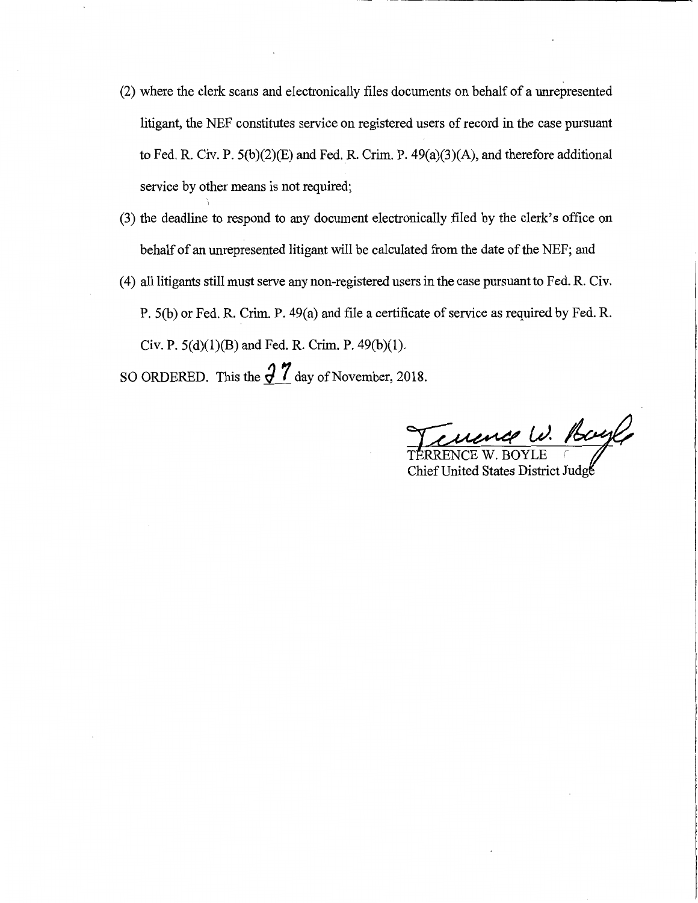(2) where the clerk scans and electronically files documents on behalf of a unrepresented litigant, the NEF constitutes service on registered users of record in the case pursuant to Fed. R. Civ. P. 5(b)(2)(E) and Fed. R. Crim. P. 49(a)(3)(A), and therefore additional service by other means is not required;

(3) the deadline to respond to any document electronically filed by the clerk's office on behalf of an unrepresented litigant will be calculated from the date of the NEF; and

(4) all litigants still must serve any non-registered users in the case pursuant to Fed. R. Civ. P. 5(b) or Fed. R. Crim. P. 49(a) and file a certificate of service as required by Fed. R. Civ. P. 5(d)(1)(B) and Fed. R. Crim. P. 49(b)(1).

SO ORDERED. This the 27 day of November, 2018.

TERRENCE W. BOYLE
Chief United States District Judge